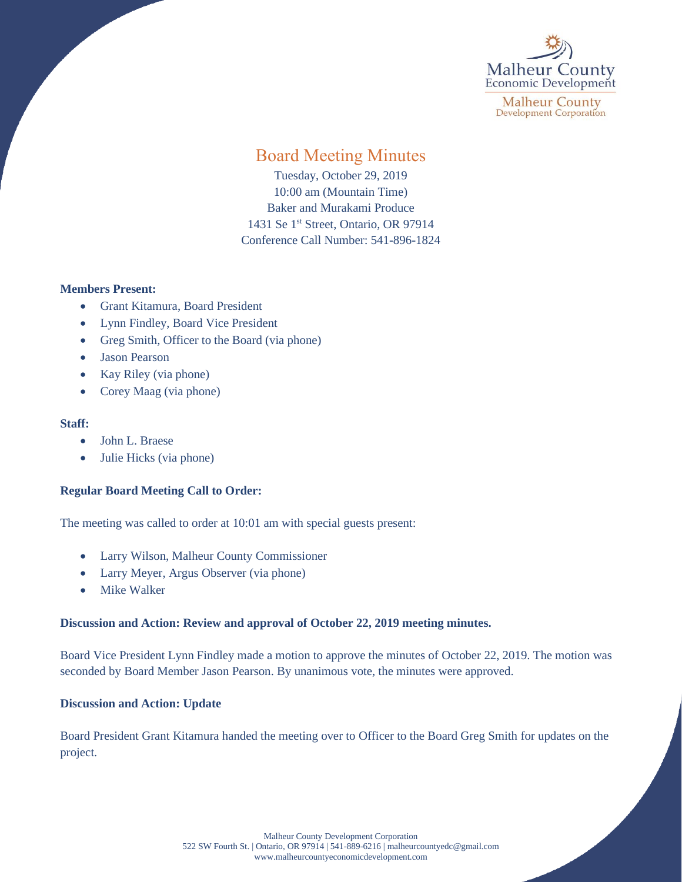# Board Meeting Minutes

Tuesday, October 29, 2019
10:00 am (Mountain Time)
Baker and Murakami Produce
1431 Se 1st Street, Ontario, OR 97914
Conference Call Number: 541-896-1824

**Members Present:**

- Grant Kitamura, Board President
- Lynn Findley, Board Vice President
- Greg Smith, Officer to the Board (via phone)
- Jason Pearson
- Kay Riley (via phone)
- Corey Maag (via phone)

**Staff:**

- John L. Braese
- Julie Hicks (via phone)

**Regular Board Meeting Call to Order:**

The meeting was called to order at 10:01 am with special guests present:

- Larry Wilson, Malheur County Commissioner
- Larry Meyer, Argus Observer (via phone)
- Mike Walker

**Discussion and Action: Review and approval of October 22, 2019 meeting minutes.**

Board Vice President Lynn Findley made a motion to approve the minutes of October 22, 2019. The motion was seconded by Board Member Jason Pearson. By unanimous vote, the minutes were approved.

**Discussion and Action: Update**

Board President Grant Kitamura handed the meeting over to Officer to the Board Greg Smith for updates on the project.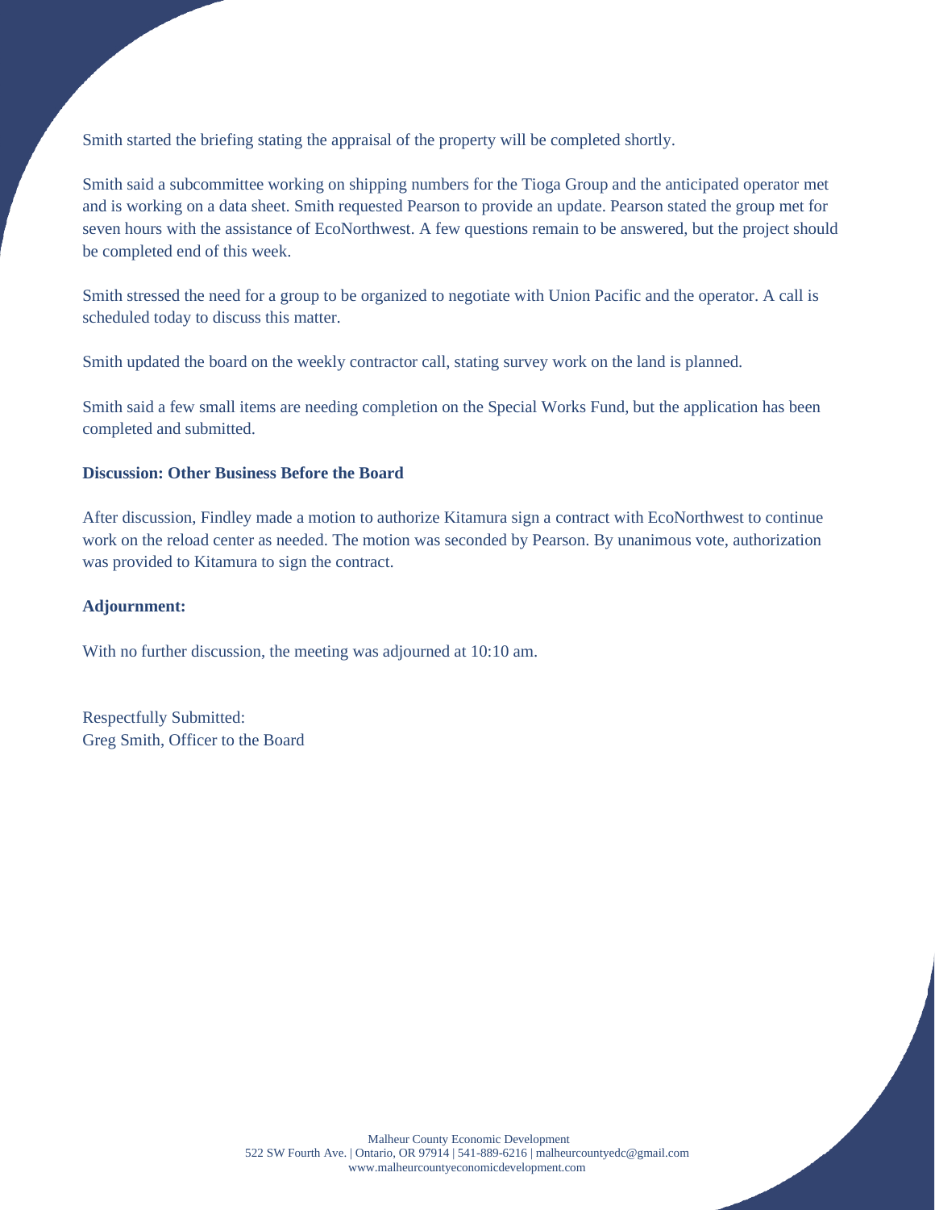Smith started the briefing stating the appraisal of the property will be completed shortly.

Smith said a subcommittee working on shipping numbers for the Tioga Group and the anticipated operator met and is working on a data sheet. Smith requested Pearson to provide an update. Pearson stated the group met for seven hours with the assistance of EcoNorthwest. A few questions remain to be answered, but the project should be completed end of this week.

Smith stressed the need for a group to be organized to negotiate with Union Pacific and the operator. A call is scheduled today to discuss this matter.

Smith updated the board on the weekly contractor call, stating survey work on the land is planned.

Smith said a few small items are needing completion on the Special Works Fund, but the application has been completed and submitted.

**Discussion: Other Business Before the Board**

After discussion, Findley made a motion to authorize Kitamura sign a contract with EcoNorthwest to continue work on the reload center as needed. The motion was seconded by Pearson. By unanimous vote, authorization was provided to Kitamura to sign the contract.

**Adjournment:**

With no further discussion, the meeting was adjourned at 10:10 am.

Respectfully Submitted:
Greg Smith, Officer to the Board